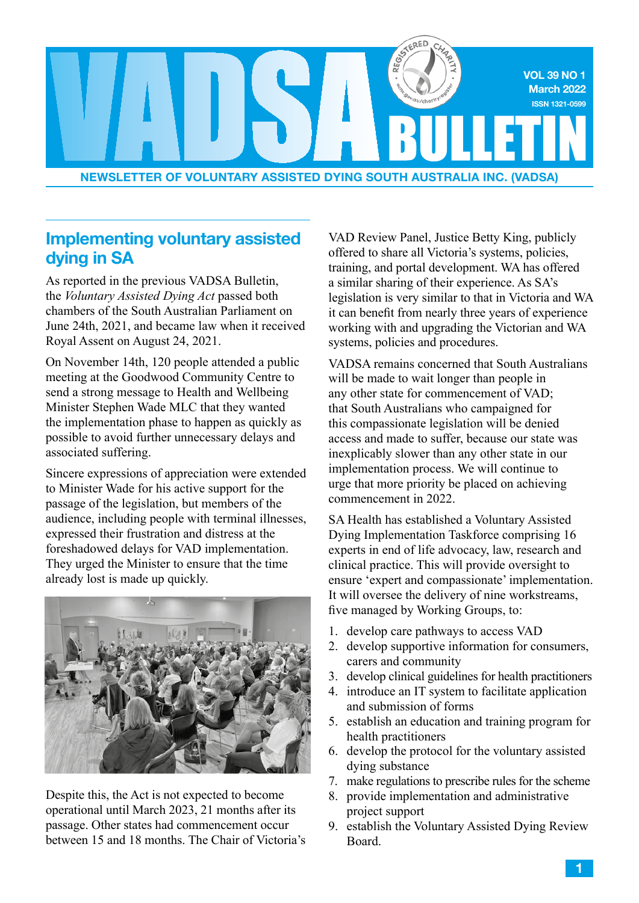# VADSA BULLETIN

VOL 39 NO 1
March 2022
ISSN 1321-0599

NEWSLETTER OF VOLUNTARY ASSISTED DYING SOUTH AUSTRALIA INC. (VADSA)

## Implementing voluntary assisted dying in SA

As reported in the previous VADSA Bulletin, the *Voluntary Assisted Dying Act* passed both chambers of the South Australian Parliament on June 24th, 2021, and became law when it received Royal Assent on August 24, 2021.

On November 14th, 120 people attended a public meeting at the Goodwood Community Centre to send a strong message to Health and Wellbeing Minister Stephen Wade MLC that they wanted the implementation phase to happen as quickly as possible to avoid further unnecessary delays and associated suffering.

Sincere expressions of appreciation were extended to Minister Wade for his active support for the passage of the legislation, but members of the audience, including people with terminal illnesses, expressed their frustration and distress at the foreshadowed delays for VAD implementation. They urged the Minister to ensure that the time already lost is made up quickly.

Despite this, the Act is not expected to become operational until March 2023, 21 months after its passage. Other states had commencement occur between 15 and 18 months. The Chair of Victoria's VAD Review Panel, Justice Betty King, publicly offered to share all Victoria's systems, policies, training, and portal development. WA has offered a similar sharing of their experience. As SA's legislation is very similar to that in Victoria and WA it can benefit from nearly three years of experience working with and upgrading the Victorian and WA systems, policies and procedures.

VADSA remains concerned that South Australians will be made to wait longer than people in any other state for commencement of VAD; that South Australians who campaigned for this compassionate legislation will be denied access and made to suffer, because our state was inexplicably slower than any other state in our implementation process. We will continue to urge that more priority be placed on achieving commencement in 2022.

SA Health has established a Voluntary Assisted Dying Implementation Taskforce comprising 16 experts in end of life advocacy, law, research and clinical practice. This will provide oversight to ensure 'expert and compassionate' implementation. It will oversee the delivery of nine workstreams, five managed by Working Groups, to:

1. develop care pathways to access VAD
2. develop supportive information for consumers, carers and community
3. develop clinical guidelines for health practitioners
4. introduce an IT system to facilitate application and submission of forms
5. establish an education and training program for health practitioners
6. develop the protocol for the voluntary assisted dying substance
7. make regulations to prescribe rules for the scheme
8. provide implementation and administrative project support
9. establish the Voluntary Assisted Dying Review Board.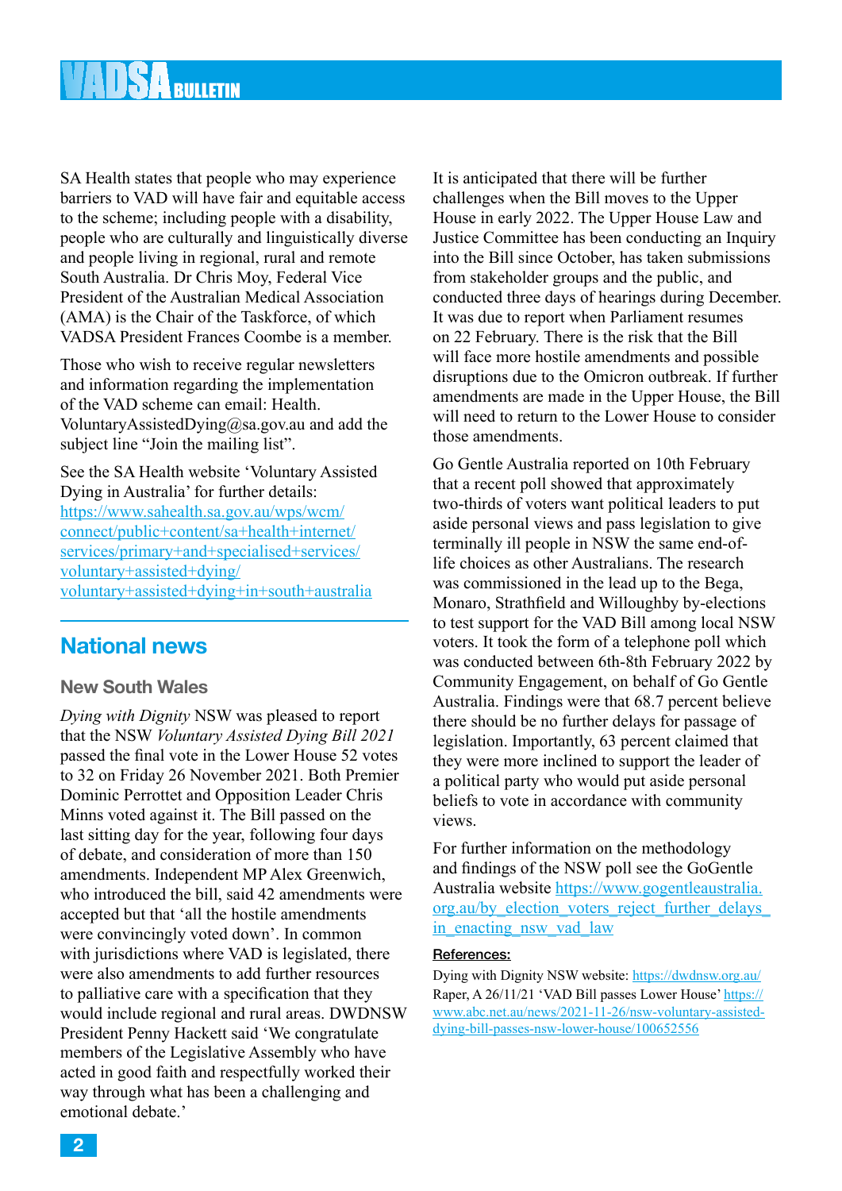SA Health states that people who may experience barriers to VAD will have fair and equitable access to the scheme; including people with a disability, people who are culturally and linguistically diverse and people living in regional, rural and remote South Australia. Dr Chris Moy, Federal Vice President of the Australian Medical Association (AMA) is the Chair of the Taskforce, of which VADSA President Frances Coombe is a member.

Those who wish to receive regular newsletters and information regarding the implementation of the VAD scheme can email: Health.VoluntaryAssistedDying@sa.gov.au and add the subject line "Join the mailing list".

See the SA Health website 'Voluntary Assisted Dying in Australia' for further details: https://www.sahealth.sa.gov.au/wps/wcm/connect/public+content/sa+health+internet/services/primary+and+specialised+services/voluntary+assisted+dying/voluntary+assisted+dying+in+south+australia

## National news

### New South Wales

*Dying with Dignity* NSW was pleased to report that the NSW *Voluntary Assisted Dying Bill 2021* passed the final vote in the Lower House 52 votes to 32 on Friday 26 November 2021. Both Premier Dominic Perrottet and Opposition Leader Chris Minns voted against it. The Bill passed on the last sitting day for the year, following four days of debate, and consideration of more than 150 amendments. Independent MP Alex Greenwich, who introduced the bill, said 42 amendments were accepted but that 'all the hostile amendments were convincingly voted down'. In common with jurisdictions where VAD is legislated, there were also amendments to add further resources to palliative care with a specification that they would include regional and rural areas. DWDNSW President Penny Hackett said 'We congratulate members of the Legislative Assembly who have acted in good faith and respectfully worked their way through what has been a challenging and emotional debate.'

It is anticipated that there will be further challenges when the Bill moves to the Upper House in early 2022. The Upper House Law and Justice Committee has been conducting an Inquiry into the Bill since October, has taken submissions from stakeholder groups and the public, and conducted three days of hearings during December. It was due to report when Parliament resumes on 22 February. There is the risk that the Bill will face more hostile amendments and possible disruptions due to the Omicron outbreak. If further amendments are made in the Upper House, the Bill will need to return to the Lower House to consider those amendments.

Go Gentle Australia reported on 10th February that a recent poll showed that approximately two-thirds of voters want political leaders to put aside personal views and pass legislation to give terminally ill people in NSW the same end-of-life choices as other Australians. The research was commissioned in the lead up to the Bega, Monaro, Strathfield and Willoughby by-elections to test support for the VAD Bill among local NSW voters. It took the form of a telephone poll which was conducted between 6th-8th February 2022 by Community Engagement, on behalf of Go Gentle Australia. Findings were that 68.7 percent believe there should be no further delays for passage of legislation. Importantly, 63 percent claimed that they were more inclined to support the leader of a political party who would put aside personal beliefs to vote in accordance with community views.

For further information on the methodology and findings of the NSW poll see the GoGentle Australia website https://www.gogentleaustralia.org.au/by_election_voters_reject_further_delays_in_enacting_nsw_vad_law

**References:**

Dying with Dignity NSW website: https://dwdnsw.org.au/

Raper, A 26/11/21 'VAD Bill passes Lower House' https://www.abc.net.au/news/2021-11-26/nsw-voluntary-assisted-dying-bill-passes-nsw-lower-house/100652556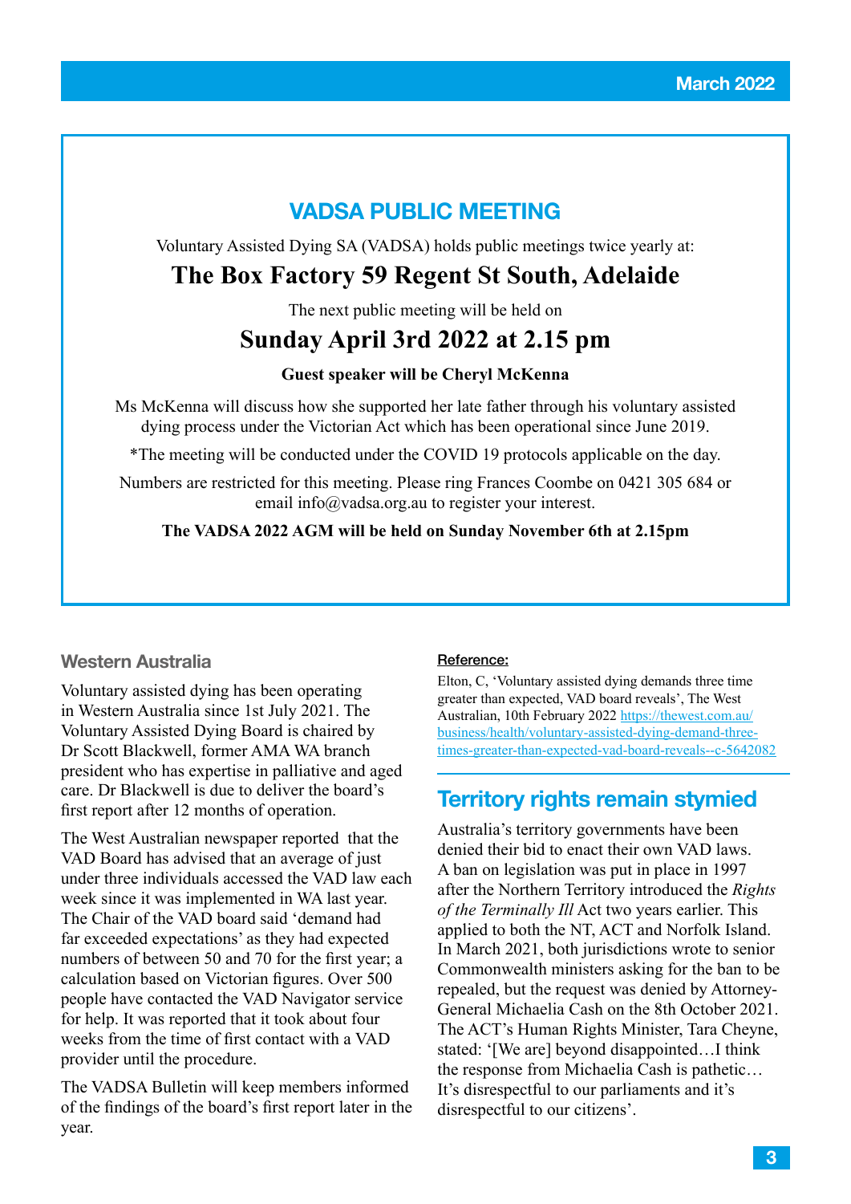## VADSA PUBLIC MEETING

Voluntary Assisted Dying SA (VADSA) holds public meetings twice yearly at:

**The Box Factory 59 Regent St South, Adelaide**

The next public meeting will be held on

**Sunday April 3rd 2022 at 2.15 pm**

**Guest speaker will be Cheryl McKenna**

Ms McKenna will discuss how she supported her late father through his voluntary assisted dying process under the Victorian Act which has been operational since June 2019.

*The meeting will be conducted under the COVID 19 protocols applicable on the day.

Numbers are restricted for this meeting. Please ring Frances Coombe on 0421 305 684 or email info@vadsa.org.au to register your interest.

**The VADSA 2022 AGM will be held on Sunday November 6th at 2.15pm**

### Western Australia

Voluntary assisted dying has been operating in Western Australia since 1st July 2021. The Voluntary Assisted Dying Board is chaired by Dr Scott Blackwell, former AMA WA branch president who has expertise in palliative and aged care. Dr Blackwell is due to deliver the board's first report after 12 months of operation.

The West Australian newspaper reported that the VAD Board has advised that an average of just under three individuals accessed the VAD law each week since it was implemented in WA last year. The Chair of the VAD board said 'demand had far exceeded expectations' as they had expected numbers of between 50 and 70 for the first year; a calculation based on Victorian figures. Over 500 people have contacted the VAD Navigator service for help. It was reported that it took about four weeks from the time of first contact with a VAD provider until the procedure.

The VADSA Bulletin will keep members informed of the findings of the board's first report later in the year.

**Reference:**

Elton, C, 'Voluntary assisted dying demands three time greater than expected, VAD board reveals', The West Australian, 10th February 2022 https://thewest.com.au/business/health/voluntary-assisted-dying-demand-three-times-greater-than-expected-vad-board-reveals--c-5642082

## Territory rights remain stymied

Australia's territory governments have been denied their bid to enact their own VAD laws. A ban on legislation was put in place in 1997 after the Northern Territory introduced the *Rights of the Terminally Ill* Act two years earlier. This applied to both the NT, ACT and Norfolk Island. In March 2021, both jurisdictions wrote to senior Commonwealth ministers asking for the ban to be repealed, but the request was denied by Attorney-General Michaelia Cash on the 8th October 2021. The ACT's Human Rights Minister, Tara Cheyne, stated: '[We are] beyond disappointed…I think the response from Michaelia Cash is pathetic… It's disrespectful to our parliaments and it's disrespectful to our citizens'.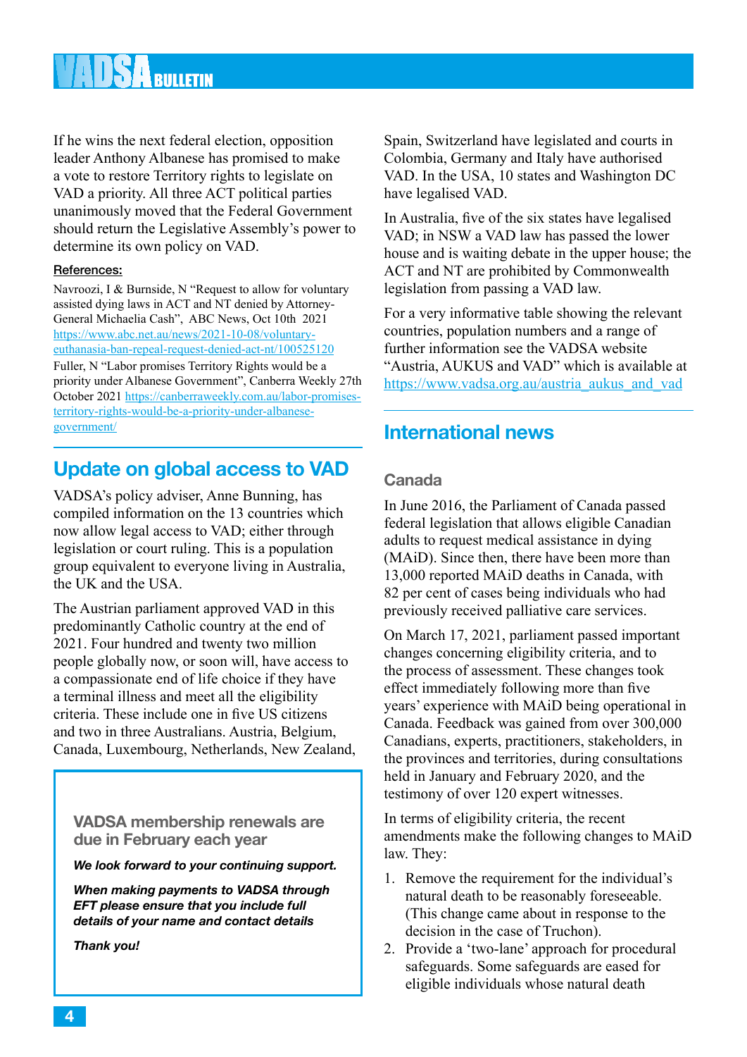If he wins the next federal election, opposition leader Anthony Albanese has promised to make a vote to restore Territory rights to legislate on VAD a priority. All three ACT political parties unanimously moved that the Federal Government should return the Legislative Assembly's power to determine its own policy on VAD.

**References:**

Navroozi, I & Burnside, N "Request to allow for voluntary assisted dying laws in ACT and NT denied by Attorney-General Michaelia Cash", ABC News, Oct 10th 2021 https://www.abc.net.au/news/2021-10-08/voluntary-euthanasia-ban-repeal-request-denied-act-nt/100525120

Fuller, N "Labor promises Territory Rights would be a priority under Albanese Government", Canberra Weekly 27th October 2021 https://canberraweekly.com.au/labor-promises-territory-rights-would-be-a-priority-under-albanese-government/

## Update on global access to VAD

VADSA's policy adviser, Anne Bunning, has compiled information on the 13 countries which now allow legal access to VAD; either through legislation or court ruling. This is a population group equivalent to everyone living in Australia, the UK and the USA.

The Austrian parliament approved VAD in this predominantly Catholic country at the end of 2021. Four hundred and twenty two million people globally now, or soon will, have access to a compassionate end of life choice if they have a terminal illness and meet all the eligibility criteria. These include one in five US citizens and two in three Australians. Austria, Belgium, Canada, Luxembourg, Netherlands, New Zealand, Spain, Switzerland have legislated and courts in Colombia, Germany and Italy have authorised VAD. In the USA, 10 states and Washington DC have legalised VAD.

In Australia, five of the six states have legalised VAD; in NSW a VAD law has passed the lower house and is waiting debate in the upper house; the ACT and NT are prohibited by Commonwealth legislation from passing a VAD law.

For a very informative table showing the relevant countries, population numbers and a range of further information see the VADSA website "Austria, AUKUS and VAD" which is available at https://www.vadsa.org.au/austria_aukus_and_vad

**VADSA membership renewals are due in February each year**

***We look forward to your continuing support.***

***When making payments to VADSA through EFT please ensure that you include full details of your name and contact details***

***Thank you!***

## International news

### Canada

In June 2016, the Parliament of Canada passed federal legislation that allows eligible Canadian adults to request medical assistance in dying (MAiD). Since then, there have been more than 13,000 reported MAiD deaths in Canada, with 82 per cent of cases being individuals who had previously received palliative care services.

On March 17, 2021, parliament passed important changes concerning eligibility criteria, and to the process of assessment. These changes took effect immediately following more than five years' experience with MAiD being operational in Canada. Feedback was gained from over 300,000 Canadians, experts, practitioners, stakeholders, in the provinces and territories, during consultations held in January and February 2020, and the testimony of over 120 expert witnesses.

In terms of eligibility criteria, the recent amendments make the following changes to MAiD law. They:

1. Remove the requirement for the individual's natural death to be reasonably foreseeable. (This change came about in response to the decision in the case of Truchon).
2. Provide a 'two-lane' approach for procedural safeguards. Some safeguards are eased for eligible individuals whose natural death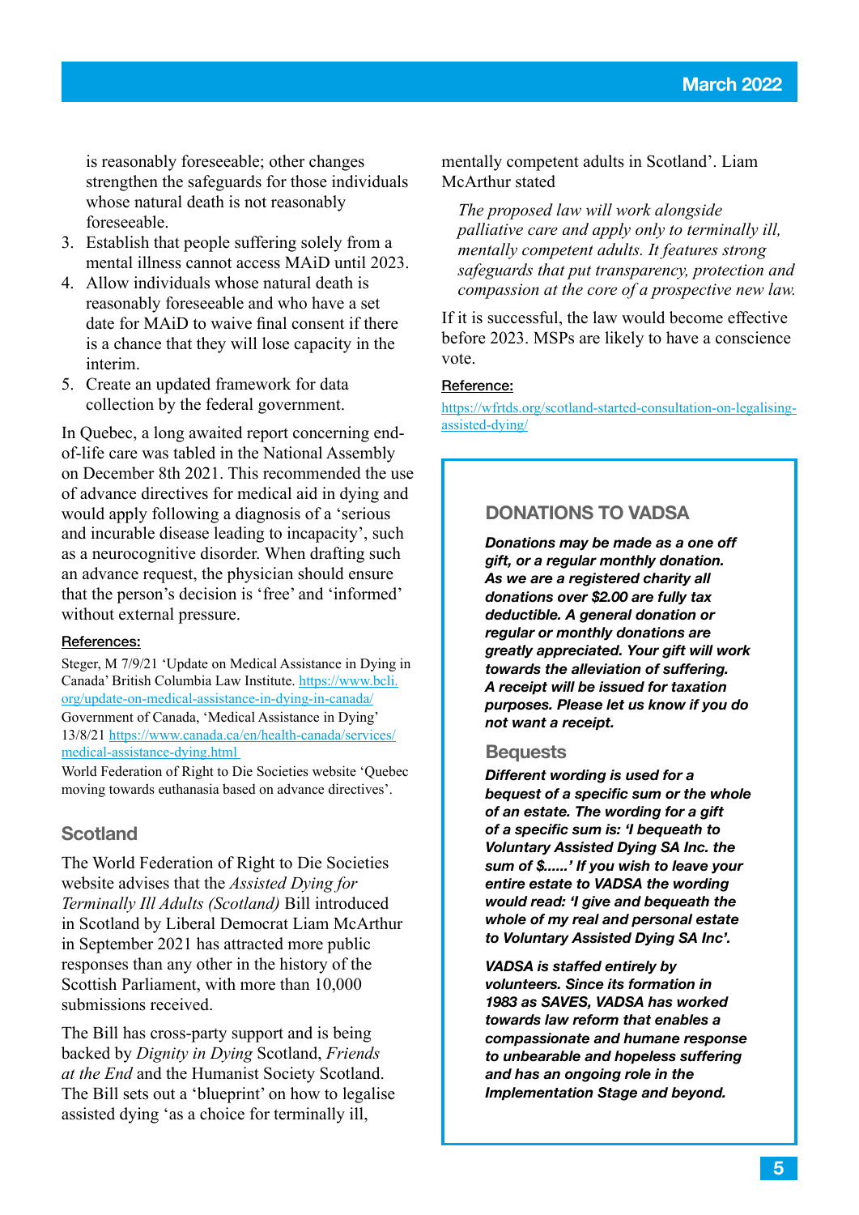is reasonably foreseeable; other changes strengthen the safeguards for those individuals whose natural death is not reasonably foreseeable.

3. Establish that people suffering solely from a mental illness cannot access MAiD until 2023.
4. Allow individuals whose natural death is reasonably foreseeable and who have a set date for MAiD to waive final consent if there is a chance that they will lose capacity in the interim.
5. Create an updated framework for data collection by the federal government.

In Quebec, a long awaited report concerning end-of-life care was tabled in the National Assembly on December 8th 2021. This recommended the use of advance directives for medical aid in dying and would apply following a diagnosis of a 'serious and incurable disease leading to incapacity', such as a neurocognitive disorder. When drafting such an advance request, the physician should ensure that the person's decision is 'free' and 'informed' without external pressure.

**References:**

Steger, M 7/9/21 'Update on Medical Assistance in Dying in Canada' British Columbia Law Institute. https://www.bcli.org/update-on-medical-assistance-in-dying-in-canada/

Government of Canada, 'Medical Assistance in Dying' 13/8/21 https://www.canada.ca/en/health-canada/services/medical-assistance-dying.html

World Federation of Right to Die Societies website 'Quebec moving towards euthanasia based on advance directives'.

## Scotland

The World Federation of Right to Die Societies website advises that the *Assisted Dying for Terminally Ill Adults (Scotland)* Bill introduced in Scotland by Liberal Democrat Liam McArthur in September 2021 has attracted more public responses than any other in the history of the Scottish Parliament, with more than 10,000 submissions received.

The Bill has cross-party support and is being backed by *Dignity in Dying* Scotland, *Friends at the End* and the Humanist Society Scotland. The Bill sets out a 'blueprint' on how to legalise assisted dying 'as a choice for terminally ill, mentally competent adults in Scotland'. Liam McArthur stated

> *The proposed law will work alongside palliative care and apply only to terminally ill, mentally competent adults. It features strong safeguards that put transparency, protection and compassion at the core of a prospective new law.*

If it is successful, the law would become effective before 2023. MSPs are likely to have a conscience vote.

**Reference:**

https://wfrtds.org/scotland-started-consultation-on-legalising-assisted-dying/

## DONATIONS TO VADSA

***Donations may be made as a one off gift, or a regular monthly donation. As we are a registered charity all donations over $2.00 are fully tax deductible. A general donation or regular or monthly donations are greatly appreciated. Your gift will work towards the alleviation of suffering. A receipt will be issued for taxation purposes. Please let us know if you do not want a receipt.***

### Bequests

***Different wording is used for a bequest of a specific sum or the whole of an estate. The wording for a gift of a specific sum is: 'I bequeath to Voluntary Assisted Dying SA Inc. the sum of $......' If you wish to leave your entire estate to VADSA the wording would read: 'I give and bequeath the whole of my real and personal estate to Voluntary Assisted Dying SA Inc'.***

***VADSA is staffed entirely by volunteers. Since its formation in 1983 as SAVES, VADSA has worked towards law reform that enables a compassionate and humane response to unbearable and hopeless suffering and has an ongoing role in the Implementation Stage and beyond.***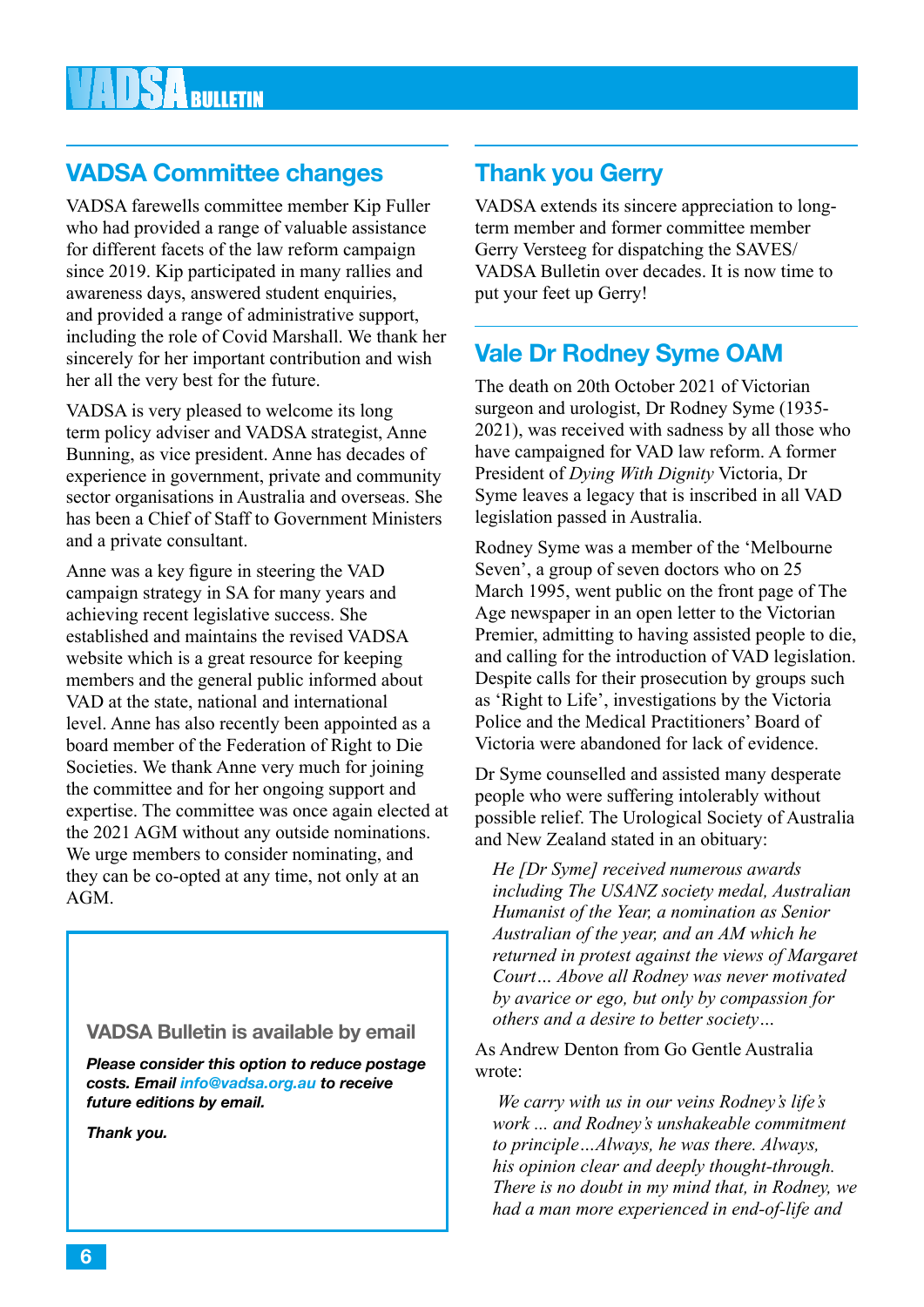## VADSA Committee changes

VADSA farewells committee member Kip Fuller who had provided a range of valuable assistance for different facets of the law reform campaign since 2019. Kip participated in many rallies and awareness days, answered student enquiries, and provided a range of administrative support, including the role of Covid Marshall. We thank her sincerely for her important contribution and wish her all the very best for the future.

VADSA is very pleased to welcome its long term policy adviser and VADSA strategist, Anne Bunning, as vice president. Anne has decades of experience in government, private and community sector organisations in Australia and overseas. She has been a Chief of Staff to Government Ministers and a private consultant.

Anne was a key figure in steering the VAD campaign strategy in SA for many years and achieving recent legislative success. She established and maintains the revised VADSA website which is a great resource for keeping members and the general public informed about VAD at the state, national and international level. Anne has also recently been appointed as a board member of the Federation of Right to Die Societies. We thank Anne very much for joining the committee and for her ongoing support and expertise. The committee was once again elected at the 2021 AGM without any outside nominations. We urge members to consider nominating, and they can be co-opted at any time, not only at an AGM.

**VADSA Bulletin is available by email**

***Please consider this option to reduce postage costs. Email info@vadsa.org.au to receive future editions by email.***

***Thank you.***

## Thank you Gerry

VADSA extends its sincere appreciation to long-term member and former committee member Gerry Versteeg for dispatching the SAVES/ VADSA Bulletin over decades. It is now time to put your feet up Gerry!

## Vale Dr Rodney Syme OAM

The death on 20th October 2021 of Victorian surgeon and urologist, Dr Rodney Syme (1935-2021), was received with sadness by all those who have campaigned for VAD law reform. A former President of *Dying With Dignity* Victoria, Dr Syme leaves a legacy that is inscribed in all VAD legislation passed in Australia.

Rodney Syme was a member of the 'Melbourne Seven', a group of seven doctors who on 25 March 1995, went public on the front page of The Age newspaper in an open letter to the Victorian Premier, admitting to having assisted people to die, and calling for the introduction of VAD legislation. Despite calls for their prosecution by groups such as 'Right to Life', investigations by the Victoria Police and the Medical Practitioners' Board of Victoria were abandoned for lack of evidence.

Dr Syme counselled and assisted many desperate people who were suffering intolerably without possible relief. The Urological Society of Australia and New Zealand stated in an obituary:

> *He [Dr Syme] received numerous awards including The USANZ society medal, Australian Humanist of the Year, a nomination as Senior Australian of the year, and an AM which he returned in protest against the views of Margaret Court… Above all Rodney was never motivated by avarice or ego, but only by compassion for others and a desire to better society…*

As Andrew Denton from Go Gentle Australia wrote:

> *We carry with us in our veins Rodney's life's work ... and Rodney's unshakeable commitment to principle…Always, he was there. Always, his opinion clear and deeply thought-through. There is no doubt in my mind that, in Rodney, we had a man more experienced in end-of-life and*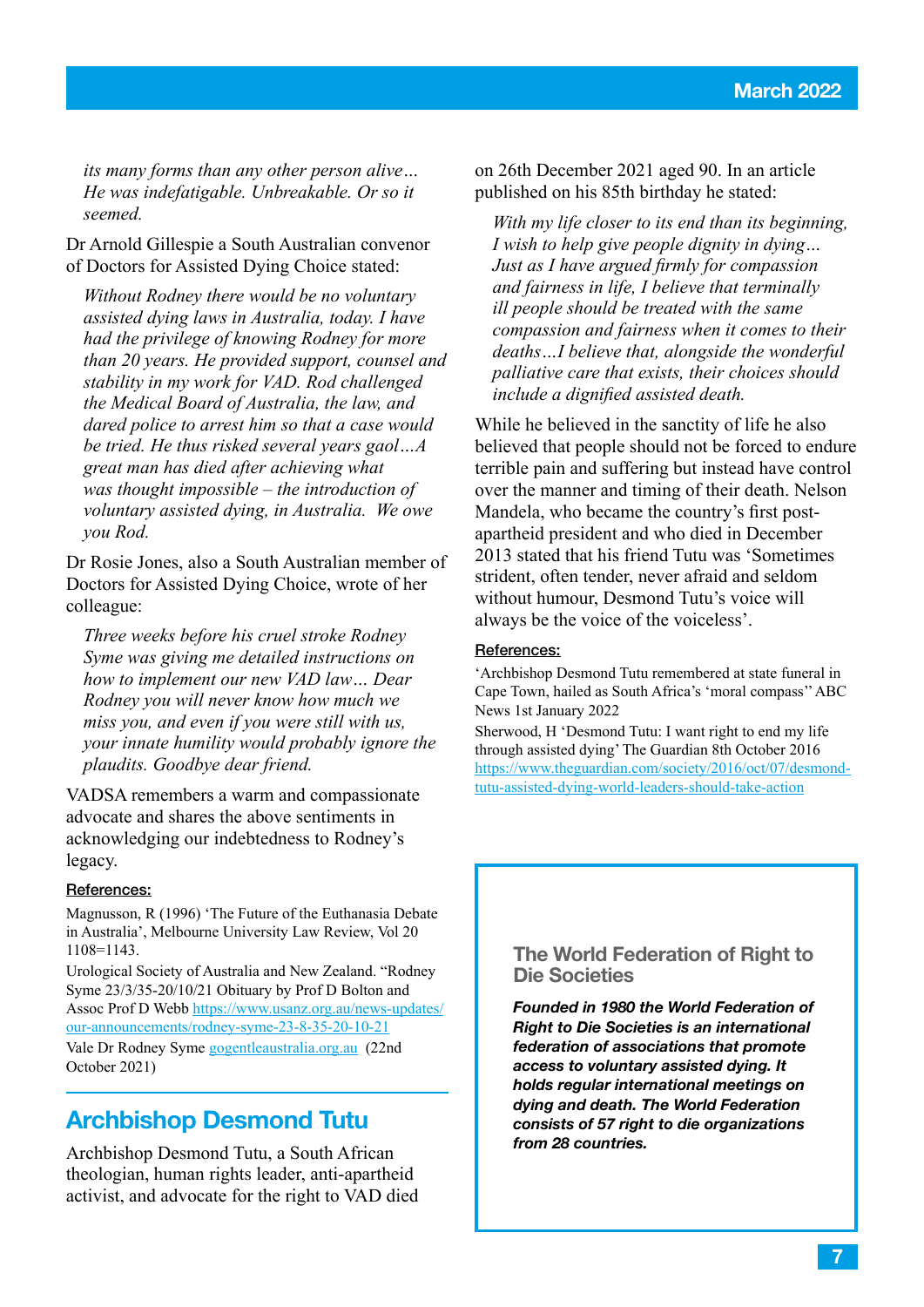*its many forms than any other person alive… He was indefatigable. Unbreakable. Or so it seemed.*

Dr Arnold Gillespie a South Australian convenor of Doctors for Assisted Dying Choice stated:

*Without Rodney there would be no voluntary assisted dying laws in Australia, today. I have had the privilege of knowing Rodney for more than 20 years. He provided support, counsel and stability in my work for VAD. Rod challenged the Medical Board of Australia, the law, and dared police to arrest him so that a case would be tried. He thus risked several years gaol…A great man has died after achieving what was thought impossible – the introduction of voluntary assisted dying, in Australia. We owe you Rod.*

Dr Rosie Jones, also a South Australian member of Doctors for Assisted Dying Choice, wrote of her colleague:

*Three weeks before his cruel stroke Rodney Syme was giving me detailed instructions on how to implement our new VAD law… Dear Rodney you will never know how much we miss you, and even if you were still with us, your innate humility would probably ignore the plaudits. Goodbye dear friend.*

VADSA remembers a warm and compassionate advocate and shares the above sentiments in acknowledging our indebtedness to Rodney's legacy.

**References:**

Magnusson, R (1996) 'The Future of the Euthanasia Debate in Australia', Melbourne University Law Review, Vol 20 1108=1143.

Urological Society of Australia and New Zealand. "Rodney Syme 23/3/35-20/10/21 Obituary by Prof D Bolton and Assoc Prof D Webb https://www.usanz.org.au/news-updates/our-announcements/rodney-syme-23-8-35-20-10-21

Vale Dr Rodney Syme gogentleaustralia.org.au (22nd October 2021)

## Archbishop Desmond Tutu

Archbishop Desmond Tutu, a South African theologian, human rights leader, anti-apartheid activist, and advocate for the right to VAD died on 26th December 2021 aged 90. In an article published on his 85th birthday he stated:

*With my life closer to its end than its beginning, I wish to help give people dignity in dying… Just as I have argued firmly for compassion and fairness in life, I believe that terminally ill people should be treated with the same compassion and fairness when it comes to their deaths…I believe that, alongside the wonderful palliative care that exists, their choices should include a dignified assisted death.*

While he believed in the sanctity of life he also believed that people should not be forced to endure terrible pain and suffering but instead have control over the manner and timing of their death. Nelson Mandela, who became the country's first post-apartheid president and who died in December 2013 stated that his friend Tutu was 'Sometimes strident, often tender, never afraid and seldom without humour, Desmond Tutu's voice will always be the voice of the voiceless'.

**References:**

'Archbishop Desmond Tutu remembered at state funeral in Cape Town, hailed as South Africa's 'moral compass'' ABC News 1st January 2022

Sherwood, H 'Desmond Tutu: I want right to end my life through assisted dying' The Guardian 8th October 2016 https://www.theguardian.com/society/2016/oct/07/desmond-tutu-assisted-dying-world-leaders-should-take-action

### The World Federation of Right to Die Societies

***Founded in 1980 the World Federation of Right to Die Societies is an international federation of associations that promote access to voluntary assisted dying. It holds regular international meetings on dying and death. The World Federation consists of 57 right to die organizations from 28 countries.***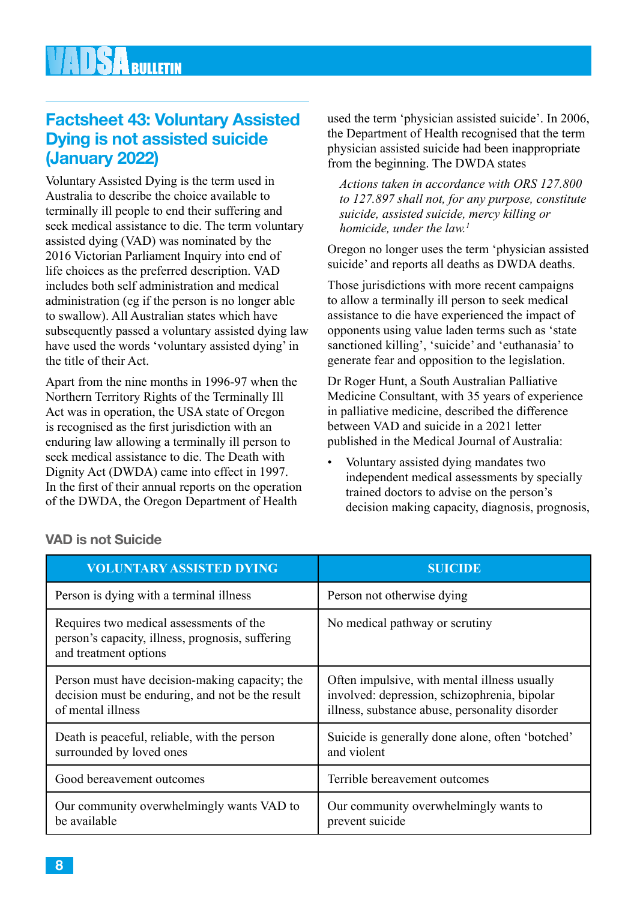## Factsheet 43: Voluntary Assisted Dying is not assisted suicide (January 2022)

Voluntary Assisted Dying is the term used in Australia to describe the choice available to terminally ill people to end their suffering and seek medical assistance to die. The term voluntary assisted dying (VAD) was nominated by the 2016 Victorian Parliament Inquiry into end of life choices as the preferred description. VAD includes both self administration and medical administration (eg if the person is no longer able to swallow). All Australian states which have subsequently passed a voluntary assisted dying law have used the words 'voluntary assisted dying' in the title of their Act.

Apart from the nine months in 1996-97 when the Northern Territory Rights of the Terminally Ill Act was in operation, the USA state of Oregon is recognised as the first jurisdiction with an enduring law allowing a terminally ill person to seek medical assistance to die. The Death with Dignity Act (DWDA) came into effect in 1997. In the first of their annual reports on the operation of the DWDA, the Oregon Department of Health used the term 'physician assisted suicide'. In 2006, the Department of Health recognised that the term physician assisted suicide had been inappropriate from the beginning. The DWDA states

> *Actions taken in accordance with ORS 127.800 to 127.897 shall not, for any purpose, constitute suicide, assisted suicide, mercy killing or homicide, under the law.*[1]

Oregon no longer uses the term 'physician assisted suicide' and reports all deaths as DWDA deaths.

Those jurisdictions with more recent campaigns to allow a terminally ill person to seek medical assistance to die have experienced the impact of opponents using value laden terms such as 'state sanctioned killing', 'suicide' and 'euthanasia' to generate fear and opposition to the legislation.

Dr Roger Hunt, a South Australian Palliative Medicine Consultant, with 35 years of experience in palliative medicine, described the difference between VAD and suicide in a 2021 letter published in the Medical Journal of Australia:

- Voluntary assisted dying mandates two independent medical assessments by specially trained doctors to advise on the person's decision making capacity, diagnosis, prognosis,

### VAD is not Suicide

| VOLUNTARY ASSISTED DYING | SUICIDE |
|---|---|
| Person is dying with a terminal illness | Person not otherwise dying |
| Requires two medical assessments of the person's capacity, illness, prognosis, suffering and treatment options | No medical pathway or scrutiny |
| Person must have decision-making capacity; the decision must be enduring, and not be the result of mental illness | Often impulsive, with mental illness usually involved: depression, schizophrenia, bipolar illness, substance abuse, personality disorder |
| Death is peaceful, reliable, with the person surrounded by loved ones | Suicide is generally done alone, often 'botched' and violent |
| Good bereavement outcomes | Terrible bereavement outcomes |
| Our community overwhelmingly wants VAD to be available | Our community overwhelmingly wants to prevent suicide |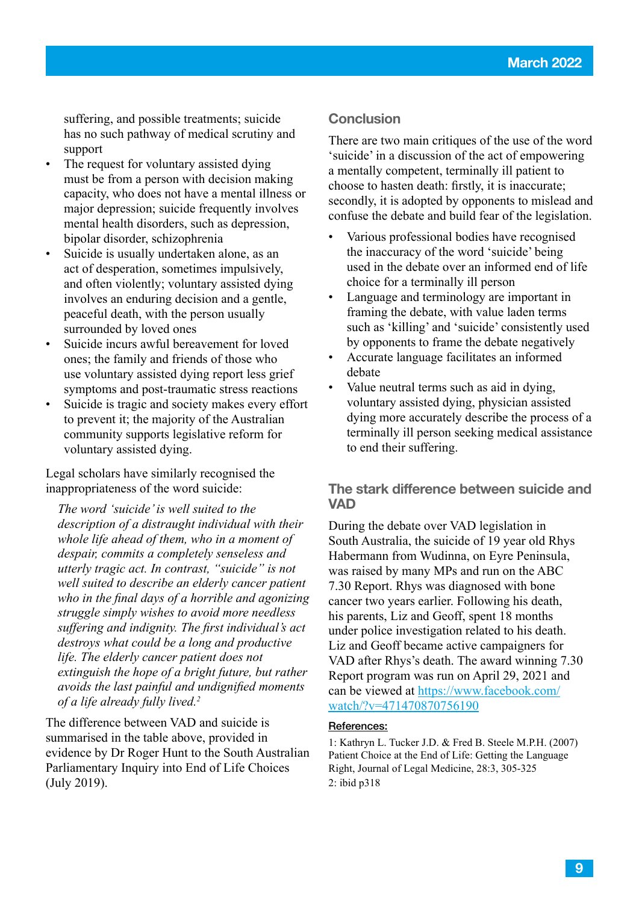suffering, and possible treatments; suicide has no such pathway of medical scrutiny and support

- The request for voluntary assisted dying must be from a person with decision making capacity, who does not have a mental illness or major depression; suicide frequently involves mental health disorders, such as depression, bipolar disorder, schizophrenia
- Suicide is usually undertaken alone, as an act of desperation, sometimes impulsively, and often violently; voluntary assisted dying involves an enduring decision and a gentle, peaceful death, with the person usually surrounded by loved ones
- Suicide incurs awful bereavement for loved ones; the family and friends of those who use voluntary assisted dying report less grief symptoms and post-traumatic stress reactions
- Suicide is tragic and society makes every effort to prevent it; the majority of the Australian community supports legislative reform for voluntary assisted dying.

Legal scholars have similarly recognised the inappropriateness of the word suicide:

> *The word 'suicide' is well suited to the description of a distraught individual with their whole life ahead of them, who in a moment of despair, commits a completely senseless and utterly tragic act. In contrast, "suicide" is not well suited to describe an elderly cancer patient who in the final days of a horrible and agonizing struggle simply wishes to avoid more needless suffering and indignity. The first individual's act destroys what could be a long and productive life. The elderly cancer patient does not extinguish the hope of a bright future, but rather avoids the last painful and undignified moments of a life already fully lived.*[2]

The difference between VAD and suicide is summarised in the table above, provided in evidence by Dr Roger Hunt to the South Australian Parliamentary Inquiry into End of Life Choices (July 2019).

## Conclusion

There are two main critiques of the use of the word 'suicide' in a discussion of the act of empowering a mentally competent, terminally ill patient to choose to hasten death: firstly, it is inaccurate; secondly, it is adopted by opponents to mislead and confuse the debate and build fear of the legislation.

- Various professional bodies have recognised the inaccuracy of the word 'suicide' being used in the debate over an informed end of life choice for a terminally ill person
- Language and terminology are important in framing the debate, with value laden terms such as 'killing' and 'suicide' consistently used by opponents to frame the debate negatively
- Accurate language facilitates an informed debate
- Value neutral terms such as aid in dying, voluntary assisted dying, physician assisted dying more accurately describe the process of a terminally ill person seeking medical assistance to end their suffering.

## The stark difference between suicide and VAD

During the debate over VAD legislation in South Australia, the suicide of 19 year old Rhys Habermann from Wudinna, on Eyre Peninsula, was raised by many MPs and run on the ABC 7.30 Report. Rhys was diagnosed with bone cancer two years earlier. Following his death, his parents, Liz and Geoff, spent 18 months under police investigation related to his death. Liz and Geoff became active campaigners for VAD after Rhys's death. The award winning 7.30 Report program was run on April 29, 2021 and can be viewed at https://www.facebook.com/watch/?v=471470870756190

**References:**

1: Kathryn L. Tucker J.D. & Fred B. Steele M.P.H. (2007) Patient Choice at the End of Life: Getting the Language Right, Journal of Legal Medicine, 28:3, 305-325

2: ibid p318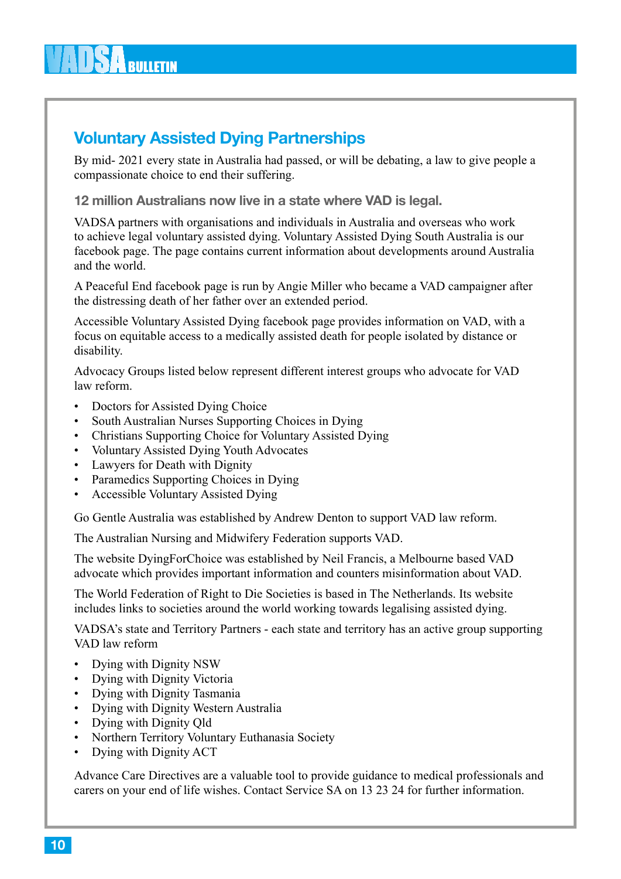## Voluntary Assisted Dying Partnerships

By mid- 2021 every state in Australia had passed, or will be debating, a law to give people a compassionate choice to end their suffering.

### 12 million Australians now live in a state where VAD is legal.

VADSA partners with organisations and individuals in Australia and overseas who work to achieve legal voluntary assisted dying. Voluntary Assisted Dying South Australia is our facebook page. The page contains current information about developments around Australia and the world.

A Peaceful End facebook page is run by Angie Miller who became a VAD campaigner after the distressing death of her father over an extended period.

Accessible Voluntary Assisted Dying facebook page provides information on VAD, with a focus on equitable access to a medically assisted death for people isolated by distance or disability.

Advocacy Groups listed below represent different interest groups who advocate for VAD law reform.

- Doctors for Assisted Dying Choice
- South Australian Nurses Supporting Choices in Dying
- Christians Supporting Choice for Voluntary Assisted Dying
- Voluntary Assisted Dying Youth Advocates
- Lawyers for Death with Dignity
- Paramedics Supporting Choices in Dying
- Accessible Voluntary Assisted Dying

Go Gentle Australia was established by Andrew Denton to support VAD law reform.

The Australian Nursing and Midwifery Federation supports VAD.

The website DyingForChoice was established by Neil Francis, a Melbourne based VAD advocate which provides important information and counters misinformation about VAD.

The World Federation of Right to Die Societies is based in The Netherlands. Its website includes links to societies around the world working towards legalising assisted dying.

VADSA's state and Territory Partners - each state and territory has an active group supporting VAD law reform

- Dying with Dignity NSW
- Dying with Dignity Victoria
- Dying with Dignity Tasmania
- Dying with Dignity Western Australia
- Dying with Dignity Qld
- Northern Territory Voluntary Euthanasia Society
- Dying with Dignity ACT

Advance Care Directives are a valuable tool to provide guidance to medical professionals and carers on your end of life wishes. Contact Service SA on 13 23 24 for further information.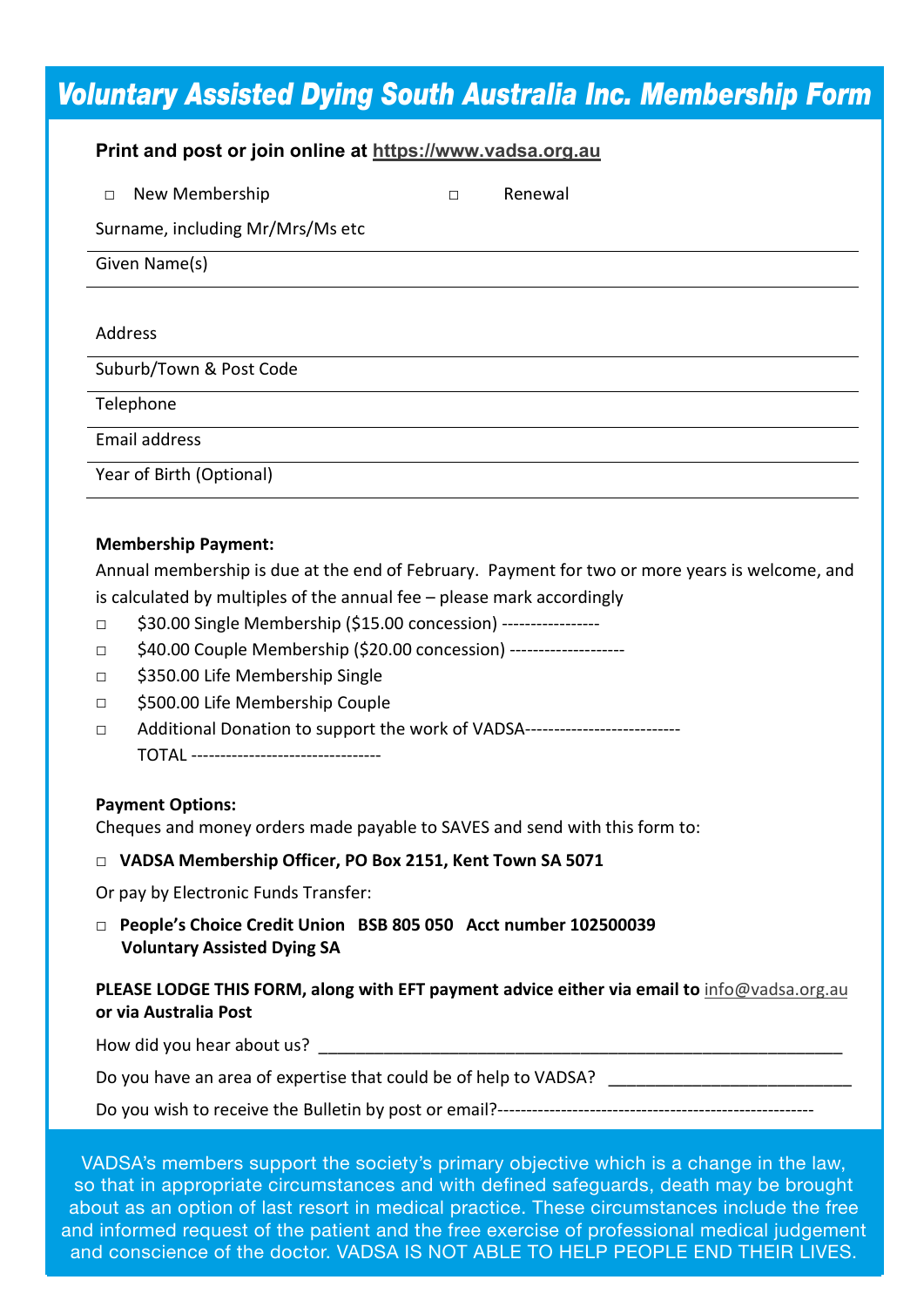# Voluntary Assisted Dying South Australia Inc. Membership Form

**Print and post or join online at https://www.vadsa.org.au**

□ New Membership □ Renewal

Surname, including Mr/Mrs/Ms etc

Given Name(s)

Address

Suburb/Town & Post Code

Telephone

Email address

Year of Birth (Optional)

**Membership Payment:**

Annual membership is due at the end of February. Payment for two or more years is welcome, and is calculated by multiples of the annual fee – please mark accordingly

□ $30.00 Single Membership ($15.00 concession) -----------------

□ $40.00 Couple Membership ($20.00 concession) --------------------

□ $350.00 Life Membership Single

□ $500.00 Life Membership Couple

□ Additional Donation to support the work of VADSA---------------------------

TOTAL ---------------------------------

**Payment Options:**

Cheques and money orders made payable to SAVES and send with this form to:

□ **VADSA Membership Officer, PO Box 2151, Kent Town SA 5071**

Or pay by Electronic Funds Transfer:

□ **People's Choice Credit Union BSB 805 050 Acct number 102500039**
**Voluntary Assisted Dying SA**

**PLEASE LODGE THIS FORM, along with EFT payment advice either via email to** info@vadsa.org.au **or via Australia Post**

How did you hear about us? ____________________________________________________________

Do you have an area of expertise that could be of help to VADSA? ___________________________

Do you wish to receive the Bulletin by post or email?-------------------------------------------------------

VADSA's members support the society's primary objective which is a change in the law, so that in appropriate circumstances and with defined safeguards, death may be brought about as an option of last resort in medical practice. These circumstances include the free and informed request of the patient and the free exercise of professional medical judgement and conscience of the doctor. VADSA IS NOT ABLE TO HELP PEOPLE END THEIR LIVES.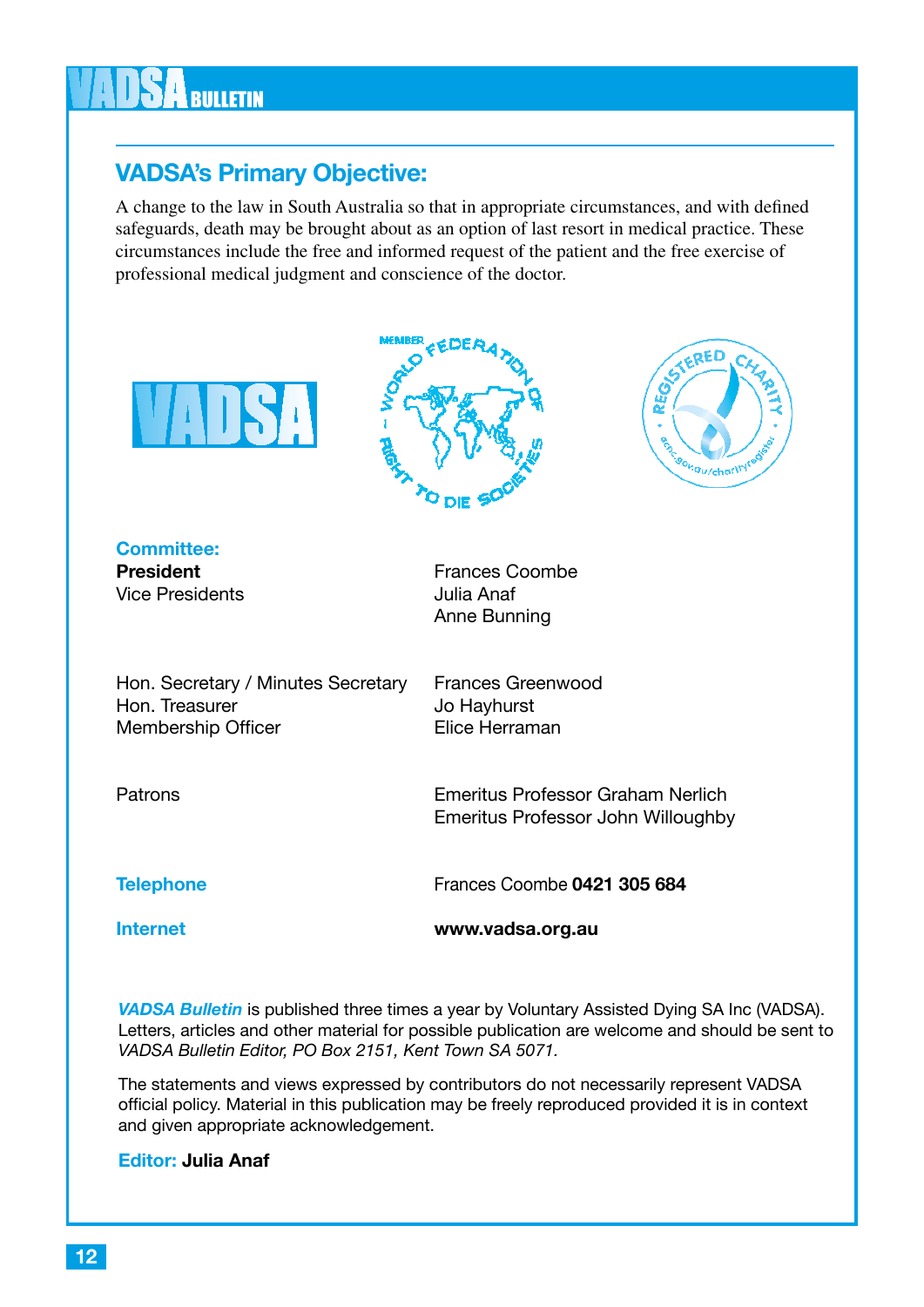## VADSA's Primary Objective:

A change to the law in South Australia so that in appropriate circumstances, and with defined safeguards, death may be brought about as an option of last resort in medical practice. These circumstances include the free and informed request of the patient and the free exercise of professional medical judgment and conscience of the doctor.

**Committee:**

| | |
|---|---|
| **President** | Frances Coombe |
| Vice Presidents | Julia Anaf |
| | Anne Bunning |
| Hon. Secretary / Minutes Secretary | Frances Greenwood |
| Hon. Treasurer | Jo Hayhurst |
| Membership Officer | Elice Herraman |
| Patrons | Emeritus Professor Graham Nerlich |
| | Emeritus Professor John Willoughby |
| **Telephone** | Frances Coombe **0421 305 684** |
| **Internet** | **www.vadsa.org.au** |

***VADSA Bulletin*** is published three times a year by Voluntary Assisted Dying SA Inc (VADSA). Letters, articles and other material for possible publication are welcome and should be sent to *VADSA Bulletin Editor, PO Box 2151, Kent Town SA 5071.*

The statements and views expressed by contributors do not necessarily represent VADSA official policy. Material in this publication may be freely reproduced provided it is in context and given appropriate acknowledgement.

**Editor: Julia Anaf**